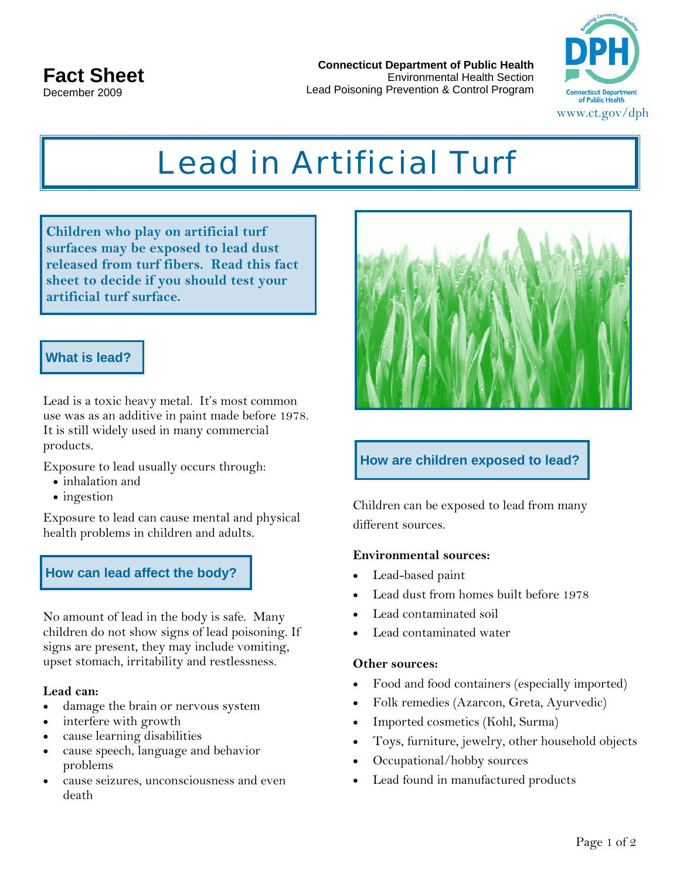**Fact Sheet**
December 2009

**Connecticut Department of Public Health**
Environmental Health Section
Lead Poisoning Prevention & Control Program

www.ct.gov/dph

# Lead in Artificial Turf

**Children who play on artificial turf surfaces may be exposed to lead dust released from turf fibers. Read this fact sheet to decide if you should test your artificial turf surface.**

## What is lead?

Lead is a toxic heavy metal. It's most common use was as an additive in paint made before 1978. It is still widely used in many commercial products.

Exposure to lead usually occurs through:

- inhalation and
- ingestion

Exposure to lead can cause mental and physical health problems in children and adults.

## How can lead affect the body?

No amount of lead in the body is safe. Many children do not show signs of lead poisoning. If signs are present, they may include vomiting, upset stomach, irritability and restlessness.

**Lead can:**

- damage the brain or nervous system
- interfere with growth
- cause learning disabilities
- cause speech, language and behavior problems
- cause seizures, unconsciousness and even death

## How are children exposed to lead?

Children can be exposed to lead from many different sources.

**Environmental sources:**

- Lead-based paint
- Lead dust from homes built before 1978
- Lead contaminated soil
- Lead contaminated water

**Other sources:**

- Food and food containers (especially imported)
- Folk remedies (Azarcon, Greta, Ayurvedic)
- Imported cosmetics (Kohl, Surma)
- Toys, furniture, jewelry, other household objects
- Occupational/hobby sources
- Lead found in manufactured products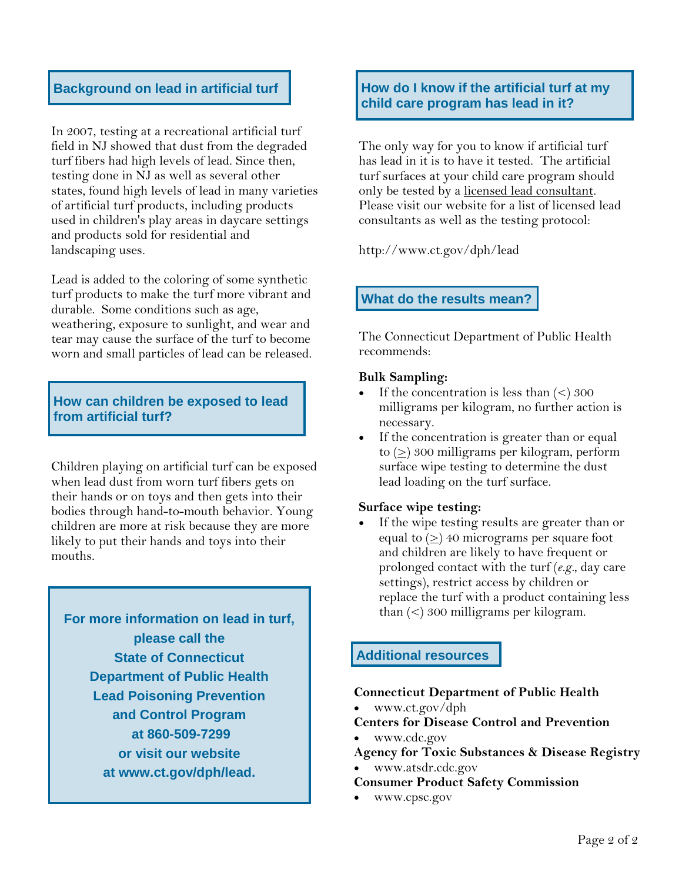## Background on lead in artificial turf

In 2007, testing at a recreational artificial turf field in NJ showed that dust from the degraded turf fibers had high levels of lead. Since then, testing done in NJ as well as several other states, found high levels of lead in many varieties of artificial turf products, including products used in children's play areas in daycare settings and products sold for residential and landscaping uses.

Lead is added to the coloring of some synthetic turf products to make the turf more vibrant and durable. Some conditions such as age, weathering, exposure to sunlight, and wear and tear may cause the surface of the turf to become worn and small particles of lead can be released.

## How can children be exposed to lead from artificial turf?

Children playing on artificial turf can be exposed when lead dust from worn turf fibers gets on their hands or on toys and then gets into their bodies through hand-to-mouth behavior. Young children are more at risk because they are more likely to put their hands and toys into their mouths.

**For more information on lead in turf, please call the State of Connecticut Department of Public Health Lead Poisoning Prevention and Control Program at 860-509-7299 or visit our website at www.ct.gov/dph/lead.**

## How do I know if the artificial turf at my child care program has lead in it?

The only way for you to know if artificial turf has lead in it is to have it tested. The artificial turf surfaces at your child care program should only be tested by a licensed lead consultant. Please visit our website for a list of licensed lead consultants as well as the testing protocol:

http://www.ct.gov/dph/lead

## What do the results mean?

The Connecticut Department of Public Health recommends:

**Bulk Sampling:**

- If the concentration is less than (<) 300 milligrams per kilogram, no further action is necessary.
- If the concentration is greater than or equal to (≥) 300 milligrams per kilogram, perform surface wipe testing to determine the dust lead loading on the turf surface.

**Surface wipe testing:**

- If the wipe testing results are greater than or equal to (≥) 40 micrograms per square foot and children are likely to have frequent or prolonged contact with the turf (*e.g.*, day care settings), restrict access by children or replace the turf with a product containing less than (<) 300 milligrams per kilogram.

## Additional resources

**Connecticut Department of Public Health**
- www.ct.gov/dph

**Centers for Disease Control and Prevention**
- www.cdc.gov

**Agency for Toxic Substances & Disease Registry**
- www.atsdr.cdc.gov

**Consumer Product Safety Commission**
- www.cpsc.gov